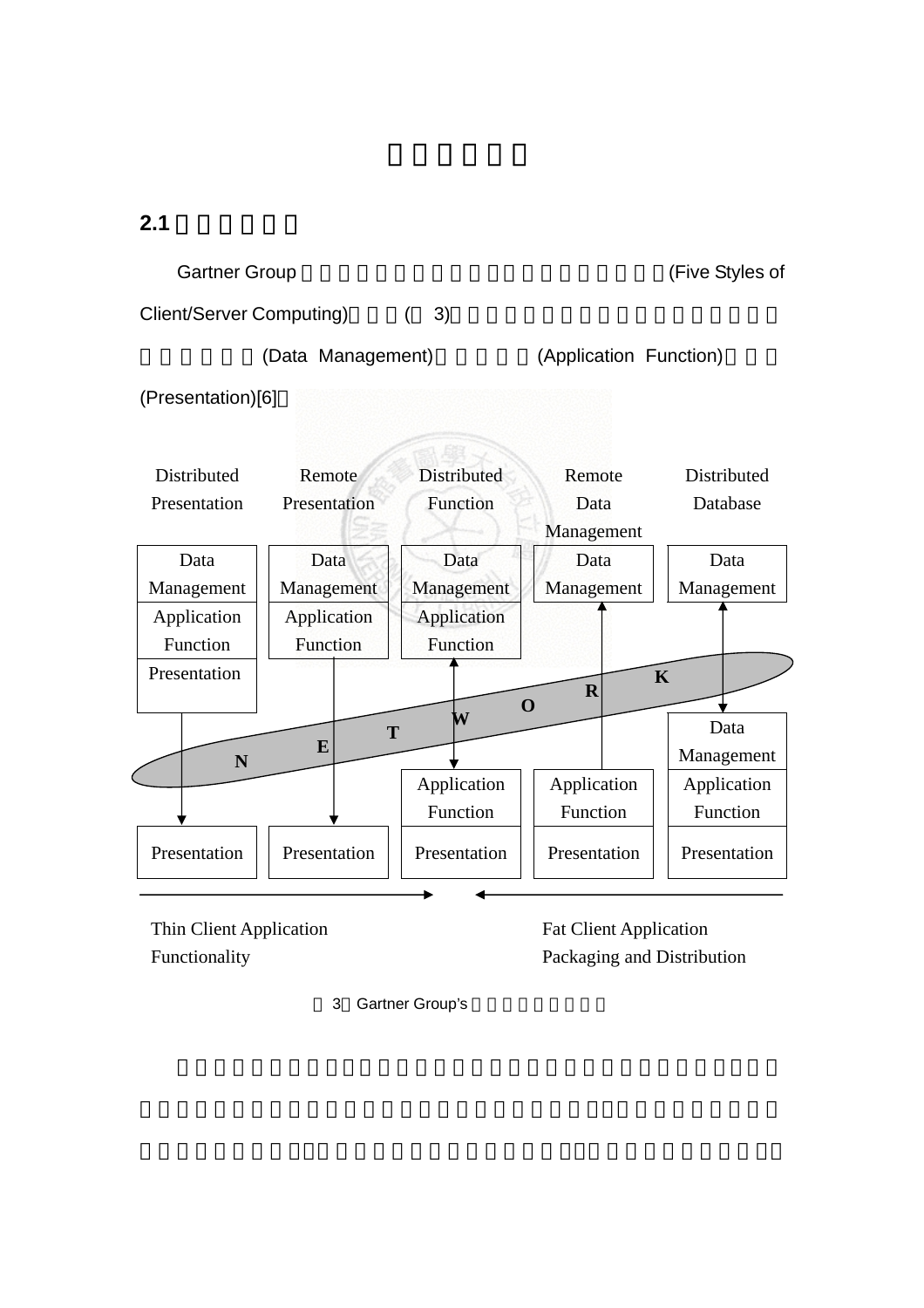## 2.1

Gartner Group (Five Styles of Client/Server Computing) ( 3) (Data Management) (Application Function) (Presentation)[6]

| Distributed Presentation | Remote Presentation | Distributed Function | Remote Data Management | Distributed Database |
|---|---|---|---|---|
| Data Management | Data Management | Data Management | Data Management | Data Management |
| Application Function | Application Function | Application Function | | |
| Presentation | | | | |
| NETWORK | NETWORK | NETWORK | NETWORK | NETWORK |
| | | | | Data Management |
| | | Application Function | Application Function | Application Function |
| Presentation | Presentation | Presentation | Presentation | Presentation |

Thin Client Application Functionality → ← Fat Client Application Packaging and Distribution

3 Gartner Group's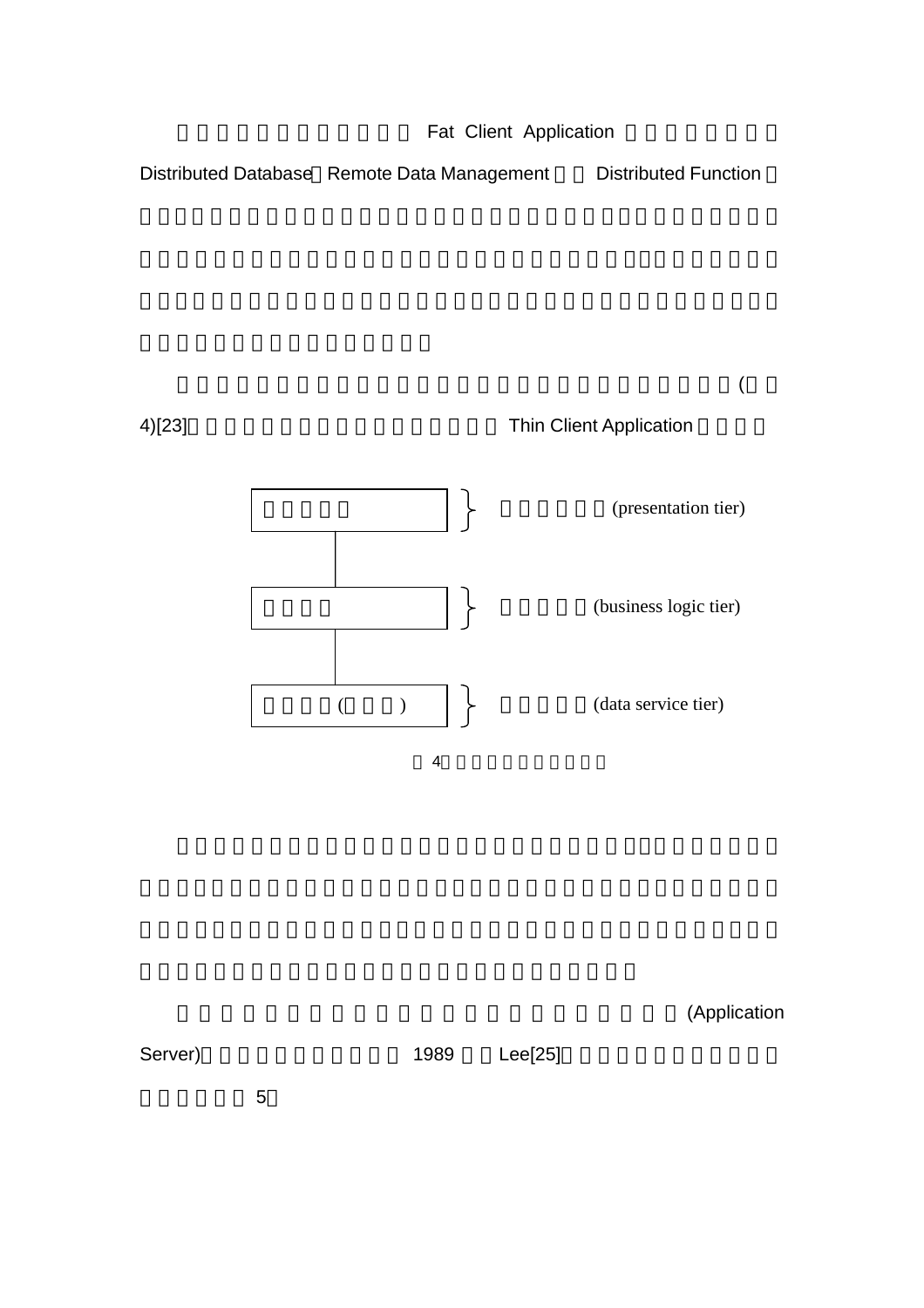Fat Client Application

Distributed Database、Remote Data Management、Distributed Function

(

4)[23] Thin Client Application

| | |
|---|---|
| | (presentation tier) |
| | (business logic tier) |
| ( ) | (data service tier) |

4

(Application Server) 1989 Lee[25]

5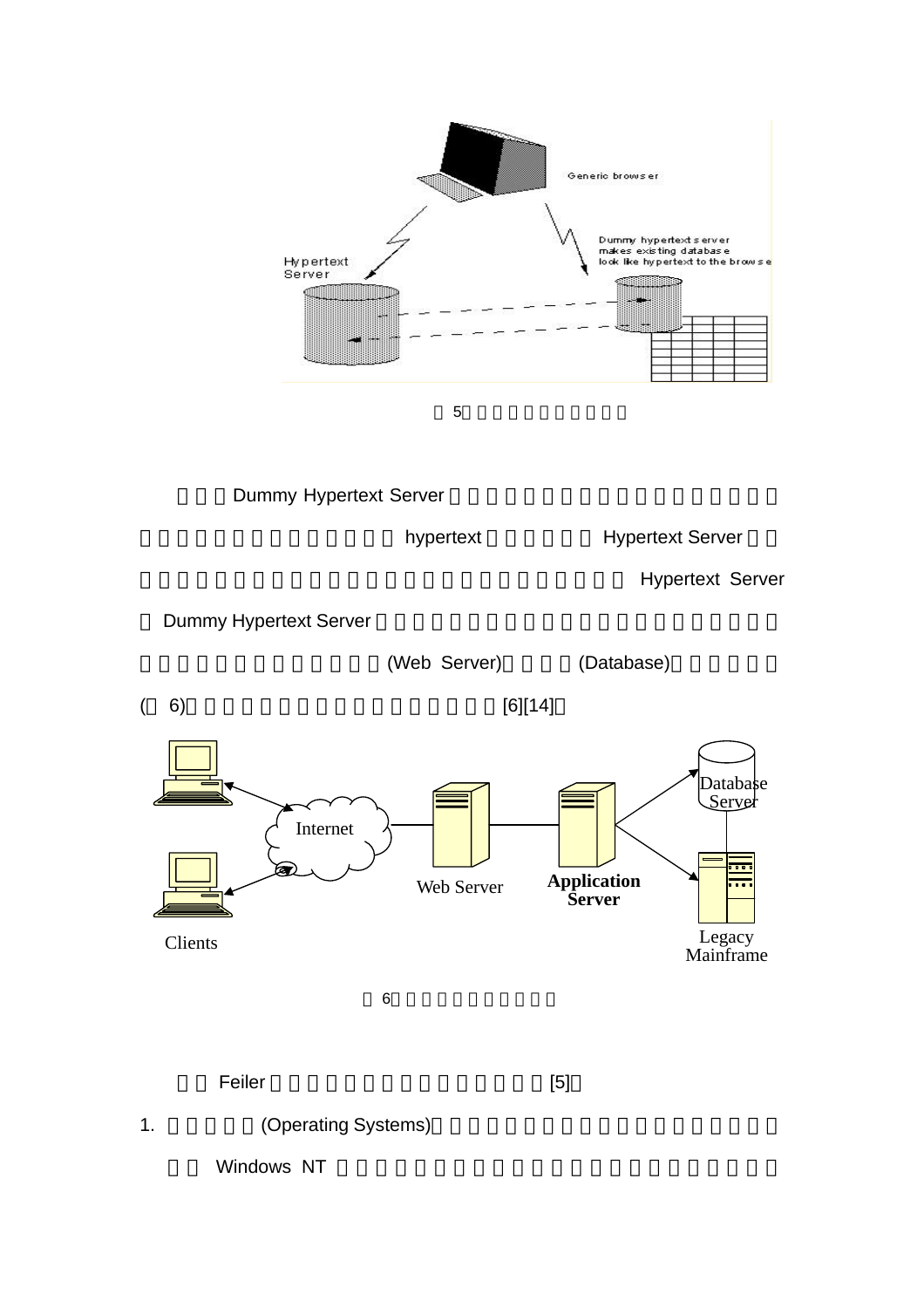Generic browser

Hypertext Server

Dummy hypertext server makes existing database look like hypertext to the browse

□ 5□□□□□□□□□□

□□□Dummy Hypertext Server□□□□□□□□□□□□□□□□□□□□□□□□□□□□□□□□□hypertext□□□□□□Hypertext Server□□□□□□□□□□□□□□□□□□□□□□□□□□□□□□□□Hypertext Server□Dummy Hypertext Server□□□□□□□□□□□□□□□□□□□□□□□□□□□□□□□□□□(Web Server)□□□□(Database)□□□□□□(□ 6)□□□□□□□□□□□□□□□□□□□[6][14]□

Clients

Internet

Web Server

Application Server

Database Server

Legacy Mainframe

□ 6□□□□□□□□□□

□□ Feiler□□□□□□□□□□□□□□□□□□[5]□

1. □□□□□(Operating Systems)□□□□□□□□□□□□□□□□□□□□□□□□ Windows NT □□□□□□□□□□□□□□□□□□□□□□□□□□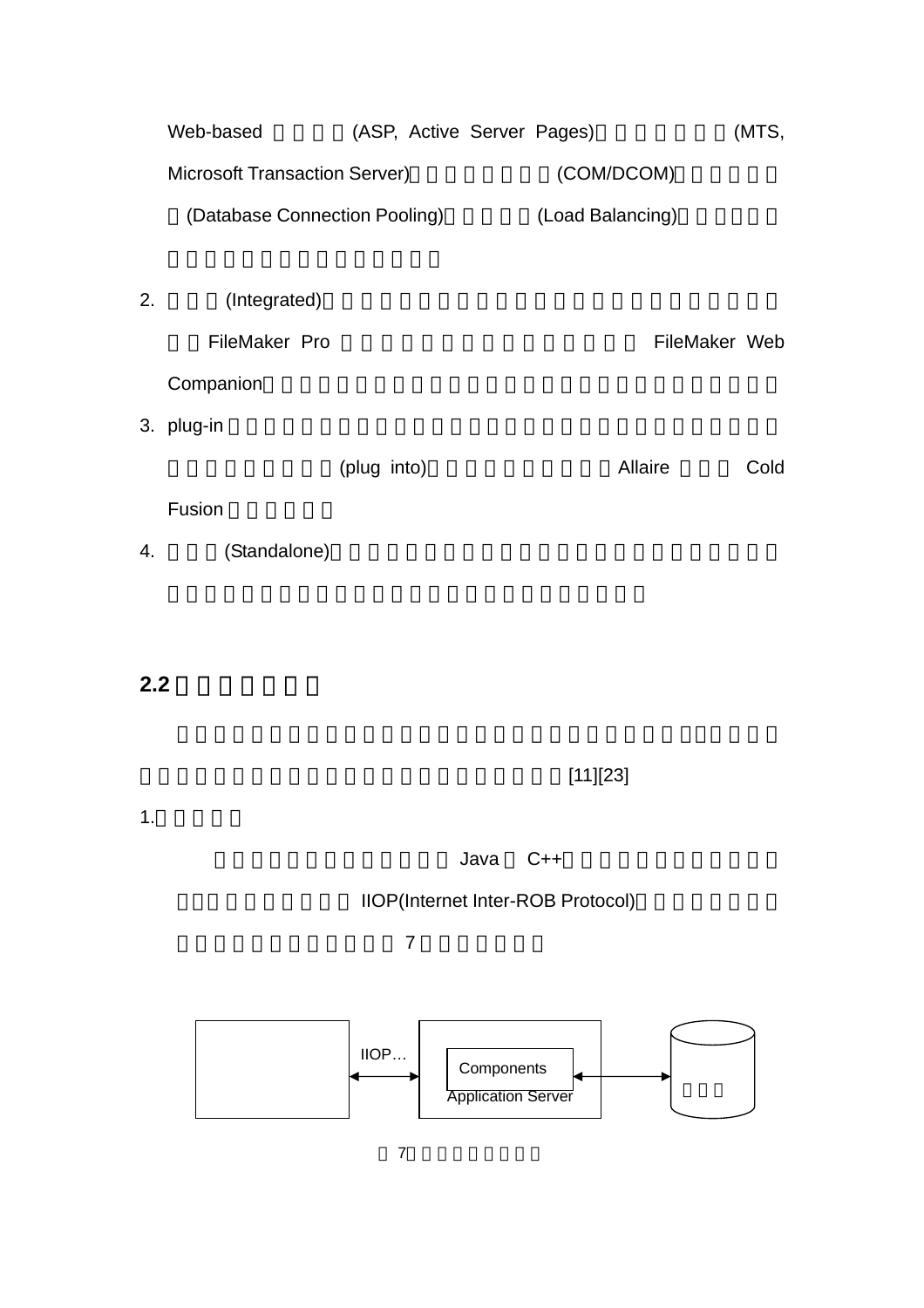Web-based (ASP, Active Server Pages) (MTS, Microsoft Transaction Server) (COM/DCOM) (Database Connection Pooling) (Load Balancing)

2. (Integrated) FileMaker Pro FileMaker Web Companion

3. plug-in (plug into) Allaire Cold Fusion

4. (Standalone)

## 2.2

[11][23]

1.

Java C++ IIOP(Internet Inter-ROB Protocol) 7

IIOP…

Components

Application Server

7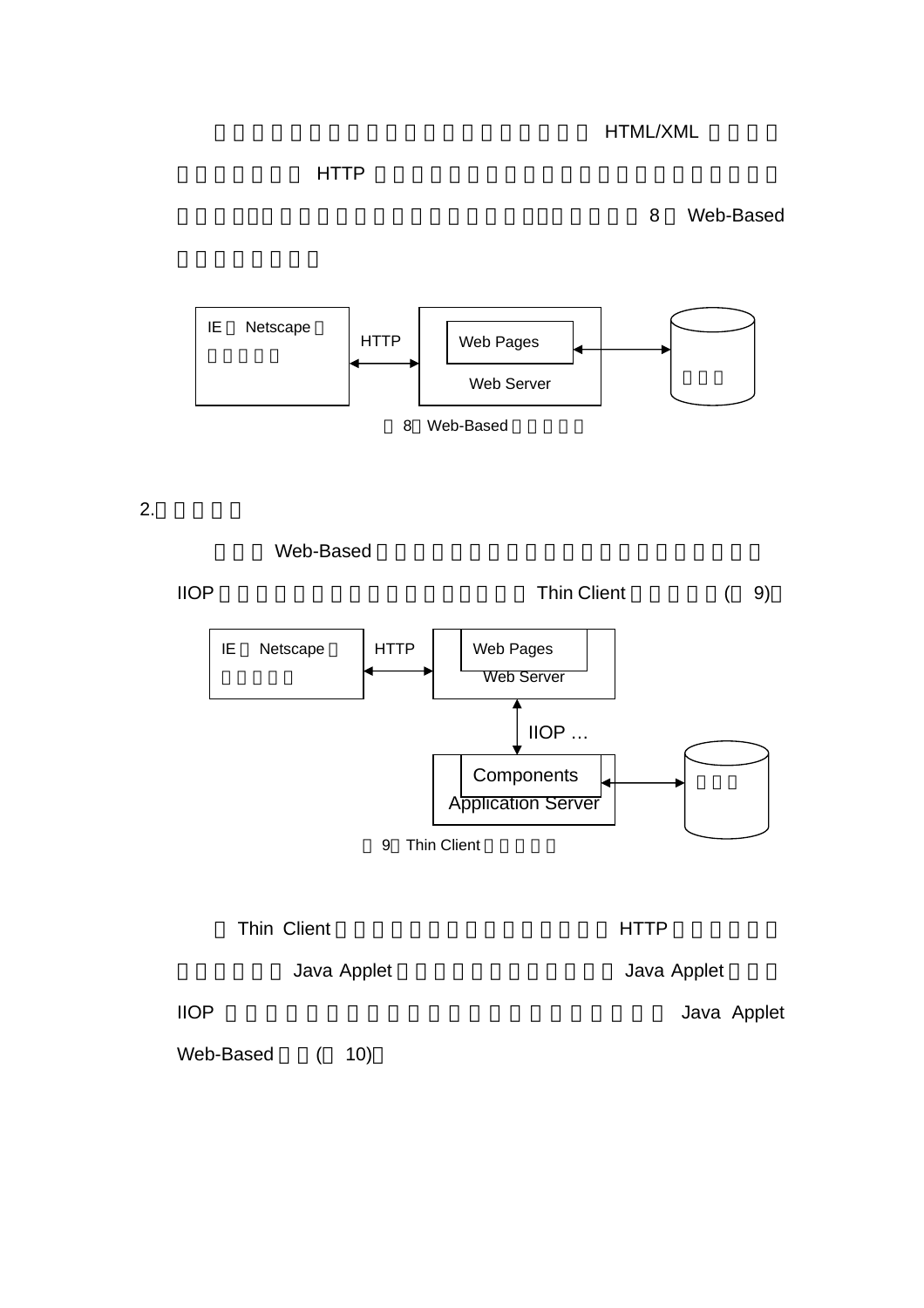□□□□□□□□□□□□□□□□□□□□□□ HTML/XML □□□□□□□□□□□ HTTP □□□□□□□□□□□□□□□□□□□□□□□□□□□□□□□□□□□□□□□□□□□□□□□□□□□□□□□□□ 8 □ Web-Based □□□□□□□□

IE □ Netscape □ □□□□□ | HTTP | Web Pages / Web Server | □□□

□ 8 □ Web-Based □□□□□

2.□□□□□

□□□ Web-Based □□□□□□□□□□□□□□□□□□□□□□□ IIOP □□□□□□□□□□□□□□□□□□□ Thin Client □□□□□(□ 9)□

IE □ Netscape □ □□□□□ | HTTP | Web Pages / Web Server | IIOP … | Components / Application Server | □□□

□ 9 □ Thin Client □□□□□

□ Thin Client □□□□□□□□□□□□□□□□□ HTTP □□□□□□□□□□□□ Java Applet □□□□□□□□□□□□□ Java Applet □□□ IIOP □□□□□□□□□□□□□□□□□□□□□□□□□ Java Applet Web-Based □□(□ 10)□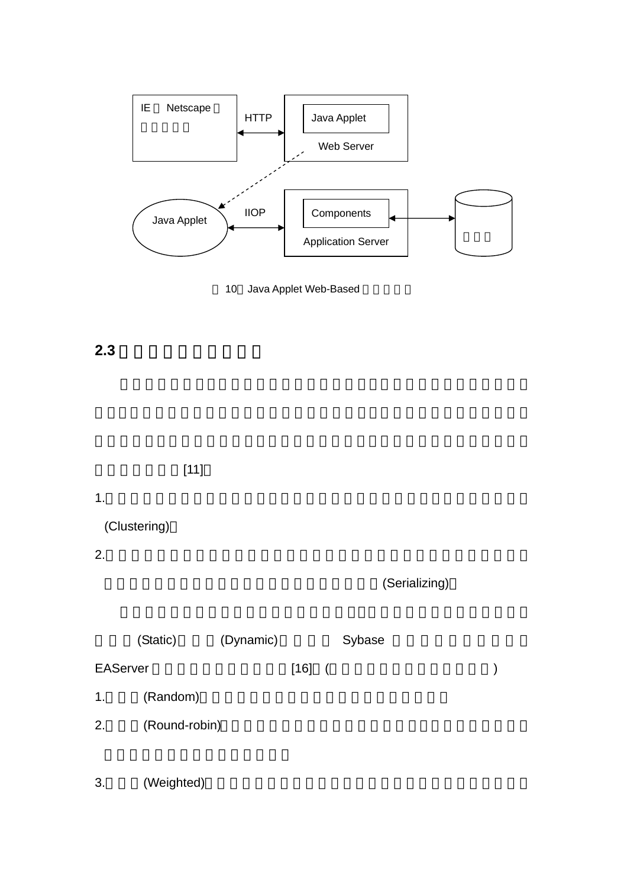IE Netscape HTTP Java Applet Web Server

Java Applet IIOP Components Application Server

10 Java Applet Web-Based

## 2.3

[11]

1. (Clustering)

2. (Serializing)

(Static) (Dynamic) Sybase EAServer [16] ( )

1. (Random)

2. (Round-robin)

3. (Weighted)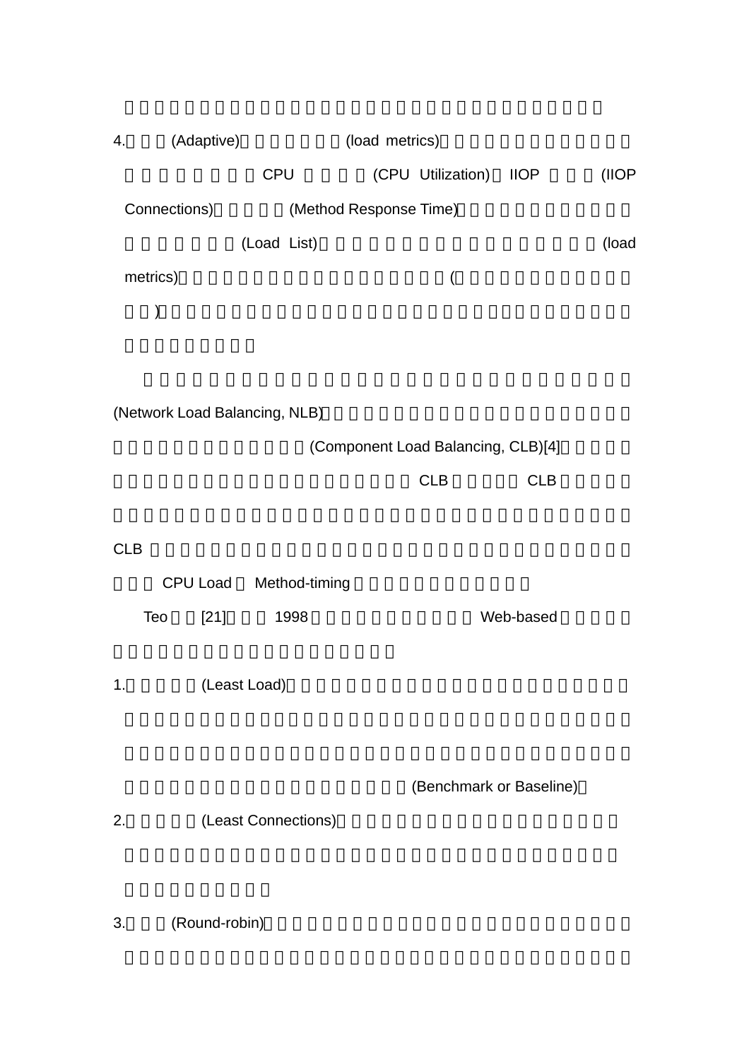4. (Adaptive) (load metrics) CPU (CPU Utilization) IIOP (IIOP Connections) (Method Response Time) (Load List) (load metrics) ( )

(Network Load Balancing, NLB) (Component Load Balancing, CLB)[4] CLB CLB CLB CPU Load Method-timing

Teo [21] 1998 Web-based

1. (Least Load) (Benchmark or Baseline)

2. (Least Connections)

3. (Round-robin)